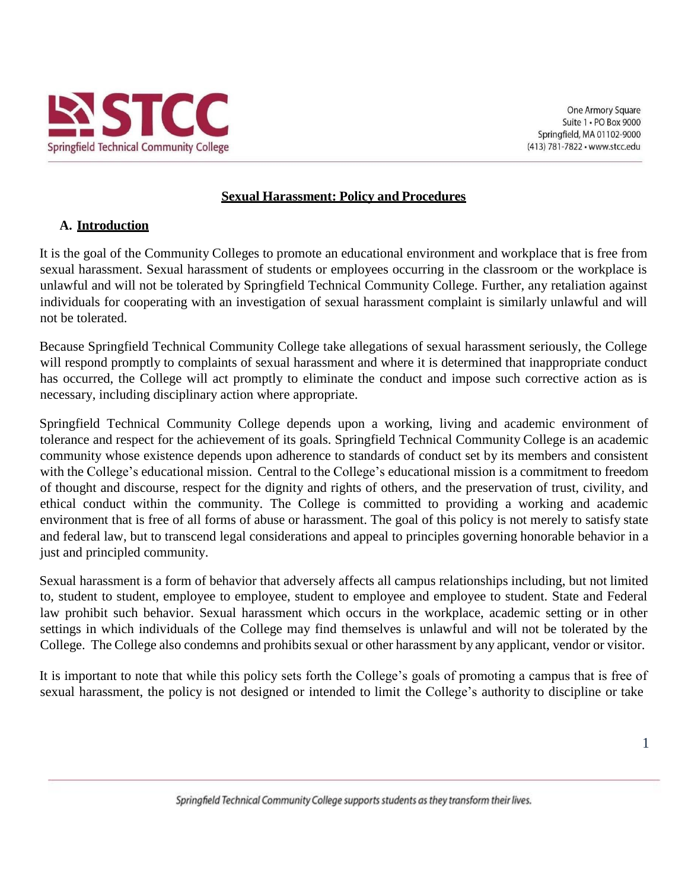## Sexual Harassment: Policy and Procedures

### A. Introduction

It is the goal of the Community Colleges to promote an educational environment and workplace that is free from sexual harassment. Sexual harassment of students or employees occurring in the classroom or the workplace is unlawful and will not be tolerated by Springfield Technical Community College. Further, any retaliation against individuals for cooperating with an investigation of sexual harassment complaint is similarly unlawful and will not be tolerated.

Because Springfield Technical Community College take allegations of sexual harassment seriously, the College will respond promptly to complaints of sexual harassment and where it is determined that inappropriate conduct has occurred, the College will act promptly to eliminate the conduct and impose such corrective action as is necessary, including disciplinary action where appropriate.

Springfield Technical Community College depends upon a working, living and academic environment of tolerance and respect for the achievement of its goals. Springfield Technical Community College is an academic community whose existence depends upon adherence to standards of conduct set by its members and consistent with the College's educational mission. Central to the College's educational mission is a commitment to freedom of thought and discourse, respect for the dignity and rights of others, and the preservation of trust, civility, and ethical conduct within the community. The College is committed to providing a working and academic environment that is free of all forms of abuse or harassment. The goal of this policy is not merely to satisfy state and federal law, but to transcend legal considerations and appeal to principles governing honorable behavior in a just and principled community.

Sexual harassment is a form of behavior that adversely affects all campus relationships including, but not limited to, student to student, employee to employee, student to employee and employee to student. State and Federal law prohibit such behavior. Sexual harassment which occurs in the workplace, academic setting or in other settings in which individuals of the College may find themselves is unlawful and will not be tolerated by the College. The College also condemns and prohibits sexual or other harassment by any applicant, vendor or visitor.

It is important to note that while this policy sets forth the College's goals of promoting a campus that is free of sexual harassment, the policy is not designed or intended to limit the College's authority to discipline or take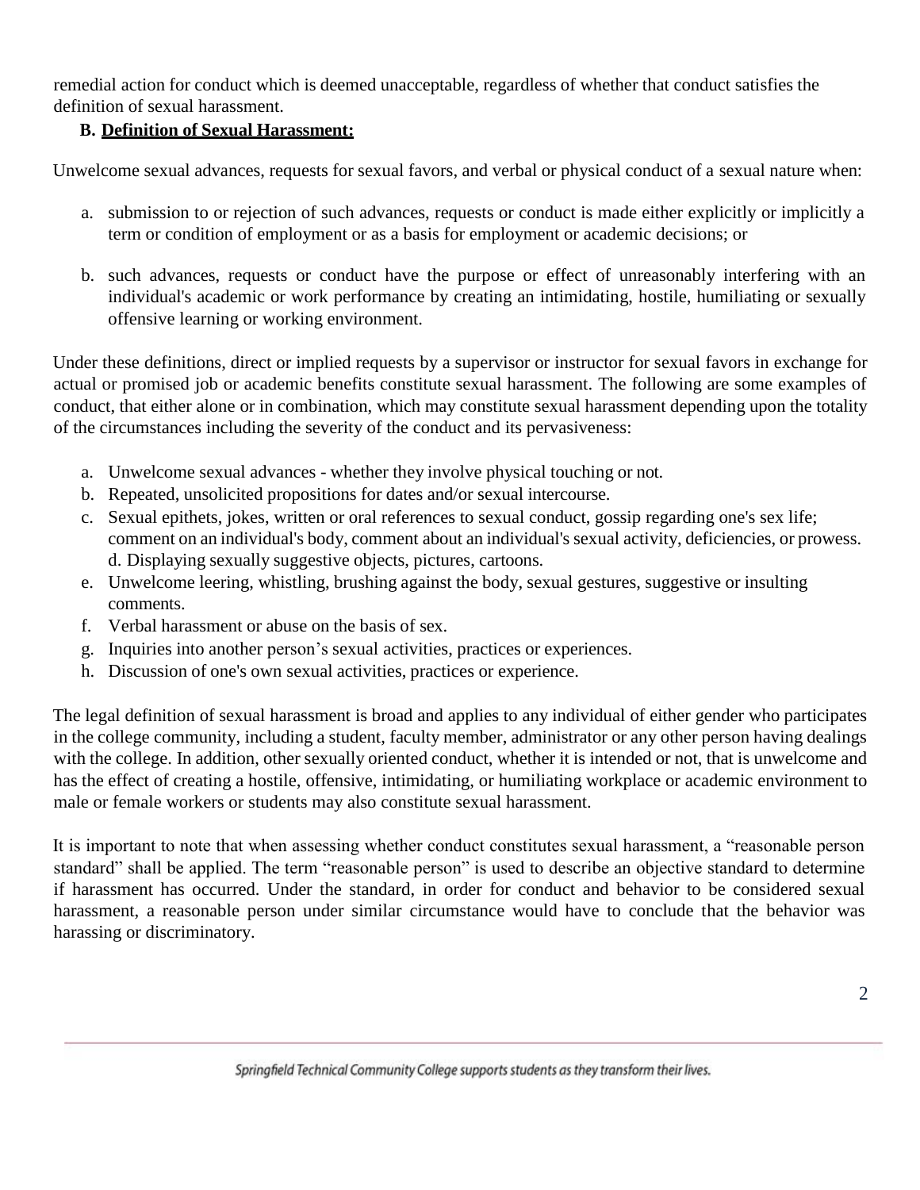remedial action for conduct which is deemed unacceptable, regardless of whether that conduct satisfies the definition of sexual harassment.

## B. Definition of Sexual Harassment:

Unwelcome sexual advances, requests for sexual favors, and verbal or physical conduct of a sexual nature when:

a. submission to or rejection of such advances, requests or conduct is made either explicitly or implicitly a term or condition of employment or as a basis for employment or academic decisions; or

b. such advances, requests or conduct have the purpose or effect of unreasonably interfering with an individual's academic or work performance by creating an intimidating, hostile, humiliating or sexually offensive learning or working environment.

Under these definitions, direct or implied requests by a supervisor or instructor for sexual favors in exchange for actual or promised job or academic benefits constitute sexual harassment. The following are some examples of conduct, that either alone or in combination, which may constitute sexual harassment depending upon the totality of the circumstances including the severity of the conduct and its pervasiveness:

a. Unwelcome sexual advances - whether they involve physical touching or not.
b. Repeated, unsolicited propositions for dates and/or sexual intercourse.
c. Sexual epithets, jokes, written or oral references to sexual conduct, gossip regarding one's sex life; comment on an individual's body, comment about an individual's sexual activity, deficiencies, or prowess.
d. Displaying sexually suggestive objects, pictures, cartoons.
e. Unwelcome leering, whistling, brushing against the body, sexual gestures, suggestive or insulting comments.
f. Verbal harassment or abuse on the basis of sex.
g. Inquiries into another person's sexual activities, practices or experiences.
h. Discussion of one's own sexual activities, practices or experience.

The legal definition of sexual harassment is broad and applies to any individual of either gender who participates in the college community, including a student, faculty member, administrator or any other person having dealings with the college. In addition, other sexually oriented conduct, whether it is intended or not, that is unwelcome and has the effect of creating a hostile, offensive, intimidating, or humiliating workplace or academic environment to male or female workers or students may also constitute sexual harassment.

It is important to note that when assessing whether conduct constitutes sexual harassment, a "reasonable person standard" shall be applied. The term "reasonable person" is used to describe an objective standard to determine if harassment has occurred. Under the standard, in order for conduct and behavior to be considered sexual harassment, a reasonable person under similar circumstance would have to conclude that the behavior was harassing or discriminatory.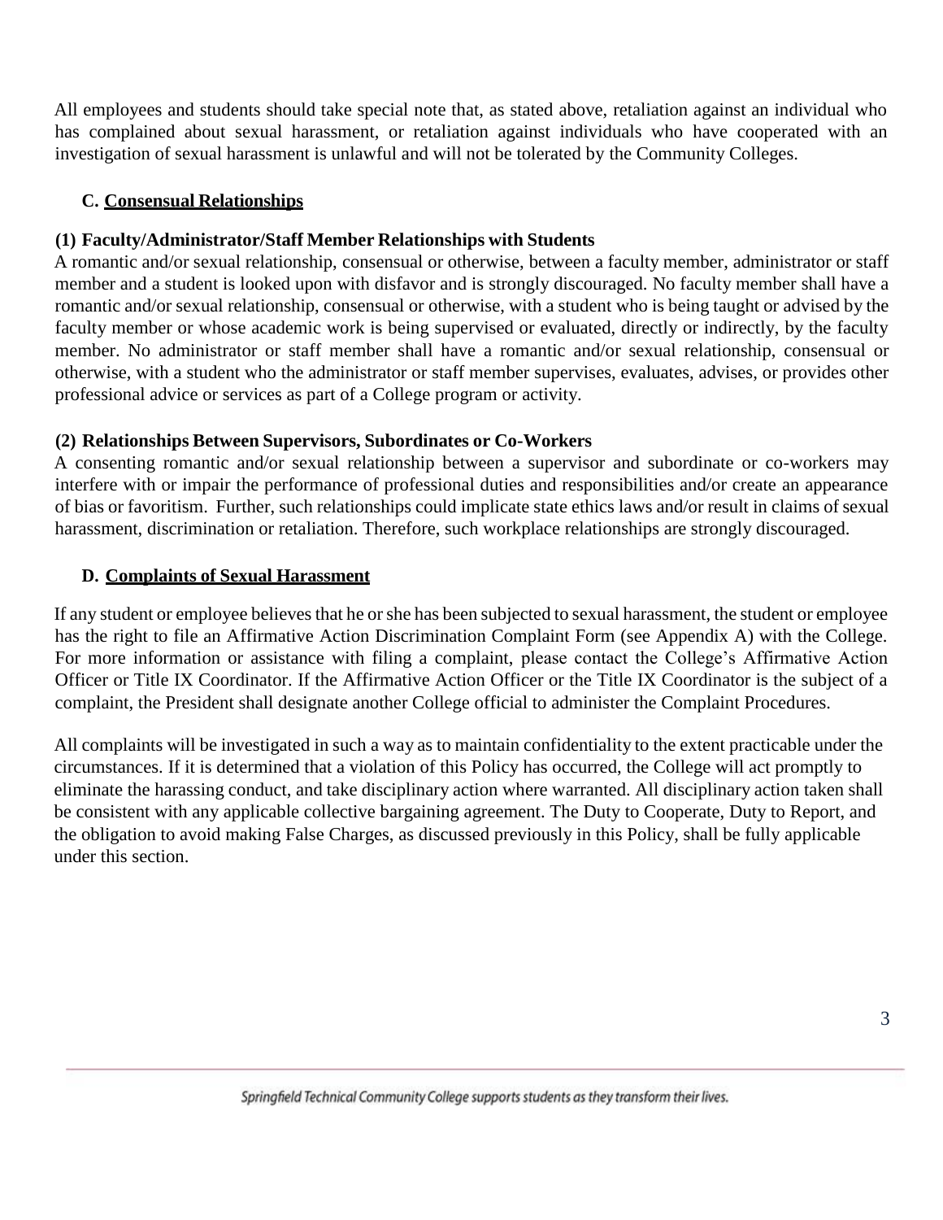All employees and students should take special note that, as stated above, retaliation against an individual who has complained about sexual harassment, or retaliation against individuals who have cooperated with an investigation of sexual harassment is unlawful and will not be tolerated by the Community Colleges.

### C. <u>Consensual Relationships</u>

#### (1) Faculty/Administrator/Staff Member Relationships with Students

A romantic and/or sexual relationship, consensual or otherwise, between a faculty member, administrator or staff member and a student is looked upon with disfavor and is strongly discouraged. No faculty member shall have a romantic and/or sexual relationship, consensual or otherwise, with a student who is being taught or advised by the faculty member or whose academic work is being supervised or evaluated, directly or indirectly, by the faculty member. No administrator or staff member shall have a romantic and/or sexual relationship, consensual or otherwise, with a student who the administrator or staff member supervises, evaluates, advises, or provides other professional advice or services as part of a College program or activity.

#### (2) Relationships Between Supervisors, Subordinates or Co-Workers

A consenting romantic and/or sexual relationship between a supervisor and subordinate or co-workers may interfere with or impair the performance of professional duties and responsibilities and/or create an appearance of bias or favoritism. Further, such relationships could implicate state ethics laws and/or result in claims of sexual harassment, discrimination or retaliation. Therefore, such workplace relationships are strongly discouraged.

### D. <u>Complaints of Sexual Harassment</u>

If any student or employee believes that he or she has been subjected to sexual harassment, the student or employee has the right to file an Affirmative Action Discrimination Complaint Form (see Appendix A) with the College. For more information or assistance with filing a complaint, please contact the College's Affirmative Action Officer or Title IX Coordinator. If the Affirmative Action Officer or the Title IX Coordinator is the subject of a complaint, the President shall designate another College official to administer the Complaint Procedures.

All complaints will be investigated in such a way as to maintain confidentiality to the extent practicable under the circumstances. If it is determined that a violation of this Policy has occurred, the College will act promptly to eliminate the harassing conduct, and take disciplinary action where warranted. All disciplinary action taken shall be consistent with any applicable collective bargaining agreement. The Duty to Cooperate, Duty to Report, and the obligation to avoid making False Charges, as discussed previously in this Policy, shall be fully applicable under this section.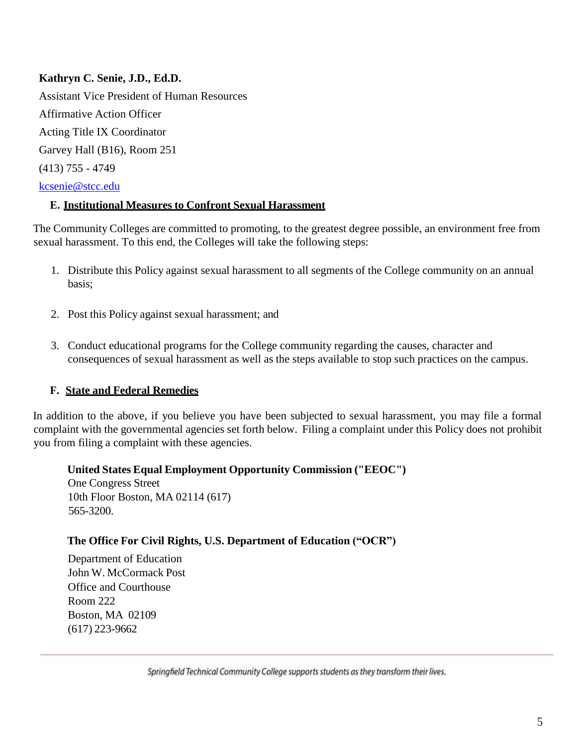**Kathryn C. Senie, J.D., Ed.D.**

Assistant Vice President of Human Resources

Affirmative Action Officer

Acting Title IX Coordinator

Garvey Hall (B16), Room 251

(413) 755 - 4749

kcsenie@stcc.edu

### E. Institutional Measures to Confront Sexual Harassment

The Community Colleges are committed to promoting, to the greatest degree possible, an environment free from sexual harassment. To this end, the Colleges will take the following steps:

1. Distribute this Policy against sexual harassment to all segments of the College community on an annual basis;

2. Post this Policy against sexual harassment; and

3. Conduct educational programs for the College community regarding the causes, character and consequences of sexual harassment as well as the steps available to stop such practices on the campus.

### F. State and Federal Remedies

In addition to the above, if you believe you have been subjected to sexual harassment, you may file a formal complaint with the governmental agencies set forth below. Filing a complaint under this Policy does not prohibit you from filing a complaint with these agencies.

**United States Equal Employment Opportunity Commission ("EEOC")**
One Congress Street
10th Floor Boston, MA 02114 (617)
565-3200.

**The Office For Civil Rights, U.S. Department of Education ("OCR")**

Department of Education
John W. McCormack Post
Office and Courthouse
Room 222
Boston, MA 02109
(617) 223-9662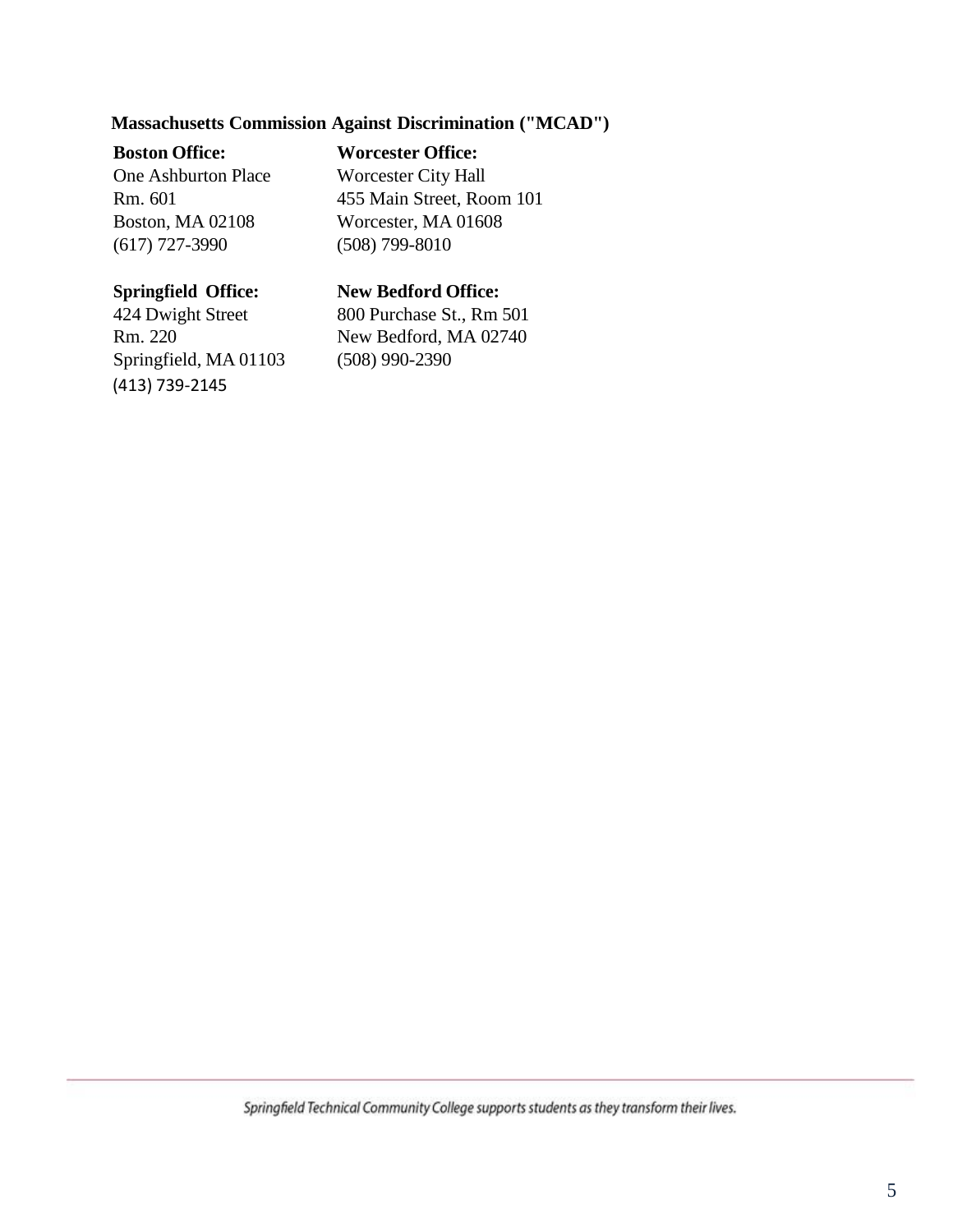**Massachusetts Commission Against Discrimination ("MCAD")**

**Boston Office:**
One Ashburton Place
Rm. 601
Boston, MA 02108
(617) 727-3990

**Worcester Office:**
Worcester City Hall
455 Main Street, Room 101
Worcester, MA 01608
(508) 799-8010

**Springfield Office:**
424 Dwight Street
Rm. 220
Springfield, MA 01103
(413) 739-2145

**New Bedford Office:**
800 Purchase St., Rm 501
New Bedford, MA 02740
(508) 990-2390